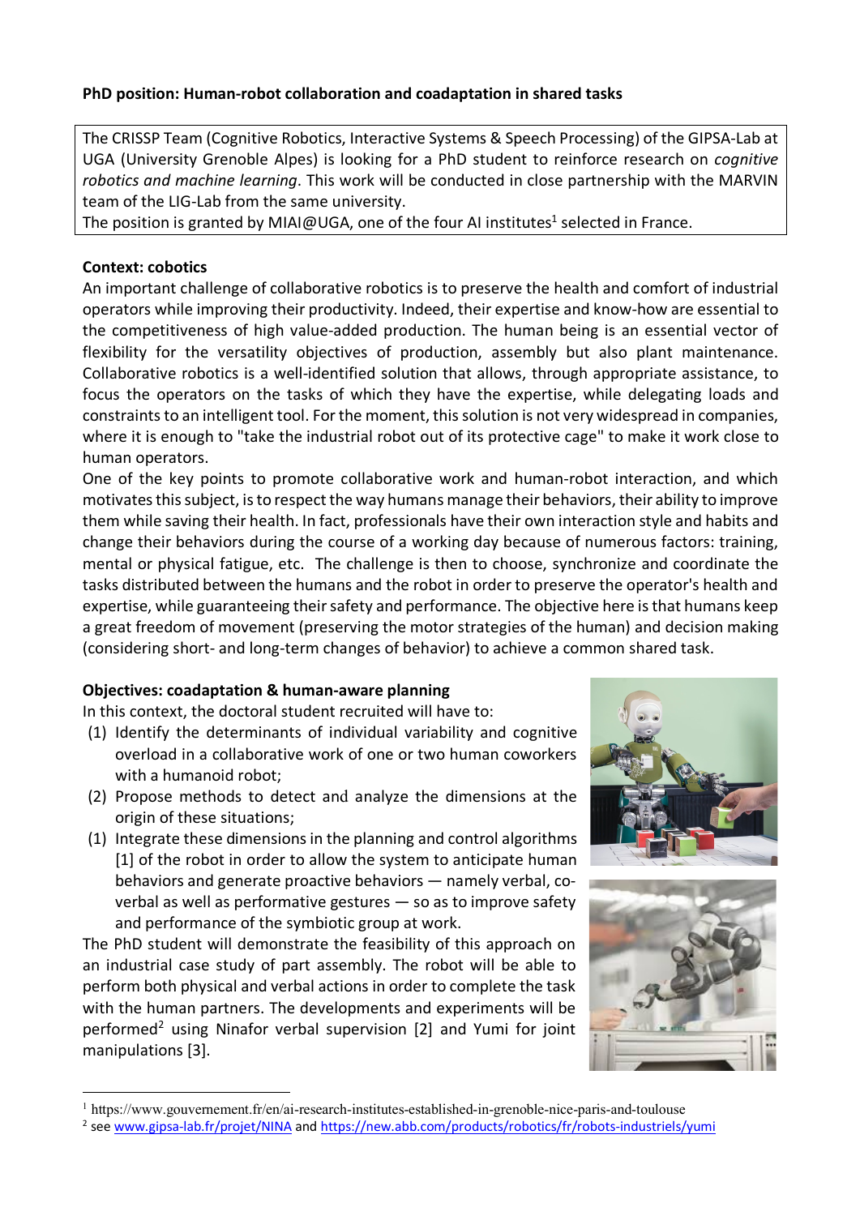**PhD position: Human-robot collaboration and coadaptation in shared tasks**

The CRISSP Team (Cognitive Robotics, Interactive Systems & Speech Processing) of the GIPSA-Lab at UGA (University Grenoble Alpes) is looking for a PhD student to reinforce research on *cognitive robotics and machine learning*. This work will be conducted in close partnership with the MARVIN team of the LIG-Lab from the same university.
The position is granted by MIAI@UGA, one of the four AI institutes[1] selected in France.

**Context: cobotics**

An important challenge of collaborative robotics is to preserve the health and comfort of industrial operators while improving their productivity. Indeed, their expertise and know-how are essential to the competitiveness of high value-added production. The human being is an essential vector of flexibility for the versatility objectives of production, assembly but also plant maintenance. Collaborative robotics is a well-identified solution that allows, through appropriate assistance, to focus the operators on the tasks of which they have the expertise, while delegating loads and constraints to an intelligent tool. For the moment, this solution is not very widespread in companies, where it is enough to "take the industrial robot out of its protective cage" to make it work close to human operators.

One of the key points to promote collaborative work and human-robot interaction, and which motivates this subject, is to respect the way humans manage their behaviors, their ability to improve them while saving their health. In fact, professionals have their own interaction style and habits and change their behaviors during the course of a working day because of numerous factors: training, mental or physical fatigue, etc. The challenge is then to choose, synchronize and coordinate the tasks distributed between the humans and the robot in order to preserve the operator's health and expertise, while guaranteeing their safety and performance. The objective here is that humans keep a great freedom of movement (preserving the motor strategies of the human) and decision making (considering short- and long-term changes of behavior) to achieve a common shared task.

**Objectives: coadaptation & human-aware planning**

In this context, the doctoral student recruited will have to:

(1) Identify the determinants of individual variability and cognitive overload in a collaborative work of one or two human coworkers with a humanoid robot;
(2) Propose methods to detect and analyze the dimensions at the origin of these situations;
(1) Integrate these dimensions in the planning and control algorithms [1] of the robot in order to allow the system to anticipate human behaviors and generate proactive behaviors — namely verbal, co-verbal as well as performative gestures — so as to improve safety and performance of the symbiotic group at work.

The PhD student will demonstrate the feasibility of this approach on an industrial case study of part assembly. The robot will be able to perform both physical and verbal actions in order to complete the task with the human partners. The developments and experiments will be performed[2] using Ninafor verbal supervision [2] and Yumi for joint manipulations [3].

---

[1] https://www.gouvernement.fr/en/ai-research-institutes-established-in-grenoble-nice-paris-and-toulouse
[2] see www.gipsa-lab.fr/projet/NINA and https://new.abb.com/products/robotics/fr/robots-industriels/yumi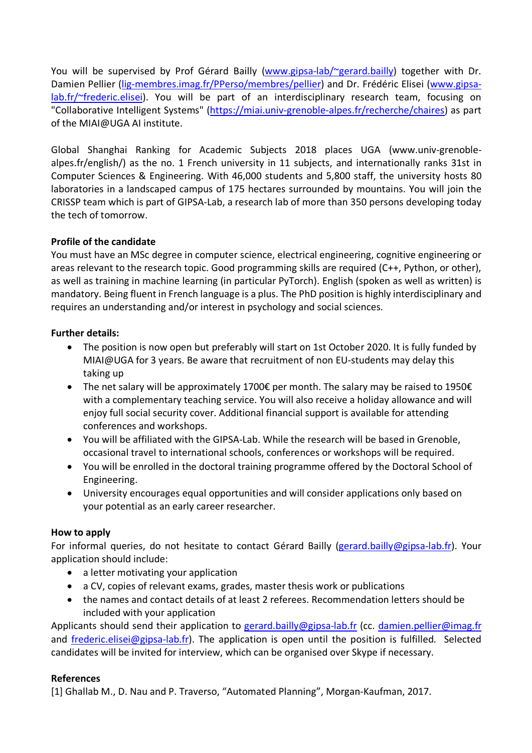You will be supervised by Prof Gérard Bailly ([www.gipsa-lab/~gerard.bailly](www.gipsa-lab/~gerard.bailly)) together with Dr. Damien Pellier ([lig-membres.imag.fr/PPerso/membres/pellier](lig-membres.imag.fr/PPerso/membres/pellier)) and Dr. Frédéric Elisei ([www.gipsa-lab.fr/~frederic.elisei](www.gipsa-lab.fr/~frederic.elisei)). You will be part of an interdisciplinary research team, focusing on "Collaborative Intelligent Systems" ([https://miai.univ-grenoble-alpes.fr/recherche/chaires](https://miai.univ-grenoble-alpes.fr/recherche/chaires)) as part of the MIAI@UGA AI institute.

Global Shanghai Ranking for Academic Subjects 2018 places UGA (www.univ-grenoble-alpes.fr/english/) as the no. 1 French university in 11 subjects, and internationally ranks 31st in Computer Sciences & Engineering. With 46,000 students and 5,800 staff, the university hosts 80 laboratories in a landscaped campus of 175 hectares surrounded by mountains. You will join the CRISSP team which is part of GIPSA-Lab, a research lab of more than 350 persons developing today the tech of tomorrow.

**Profile of the candidate**

You must have an MSc degree in computer science, electrical engineering, cognitive engineering or areas relevant to the research topic. Good programming skills are required (C++, Python, or other), as well as training in machine learning (in particular PyTorch). English (spoken as well as written) is mandatory. Being fluent in French language is a plus. The PhD position is highly interdisciplinary and requires an understanding and/or interest in psychology and social sciences.

**Further details:**

- The position is now open but preferably will start on 1st October 2020. It is fully funded by MIAI@UGA for 3 years. Be aware that recruitment of non EU-students may delay this taking up
- The net salary will be approximately 1700€ per month. The salary may be raised to 1950€ with a complementary teaching service. You will also receive a holiday allowance and will enjoy full social security cover. Additional financial support is available for attending conferences and workshops.
- You will be affiliated with the GIPSA-Lab. While the research will be based in Grenoble, occasional travel to international schools, conferences or workshops will be required.
- You will be enrolled in the doctoral training programme offered by the Doctoral School of Engineering.
- University encourages equal opportunities and will consider applications only based on your potential as an early career researcher.

**How to apply**

For informal queries, do not hesitate to contact Gérard Bailly ([gerard.bailly@gipsa-lab.fr](mailto:gerard.bailly@gipsa-lab.fr)). Your application should include:

- a letter motivating your application
- a CV, copies of relevant exams, grades, master thesis work or publications
- the names and contact details of at least 2 referees. Recommendation letters should be included with your application

Applicants should send their application to [gerard.bailly@gipsa-lab.fr](mailto:gerard.bailly@gipsa-lab.fr) (cc. [damien.pellier@imag.fr](mailto:damien.pellier@imag.fr) and [frederic.elisei@gipsa-lab.fr](mailto:frederic.elisei@gipsa-lab.fr)). The application is open until the position is fulfilled. Selected candidates will be invited for interview, which can be organised over Skype if necessary.

**References**

[1] Ghallab M., D. Nau and P. Traverso, "Automated Planning", Morgan-Kaufman, 2017.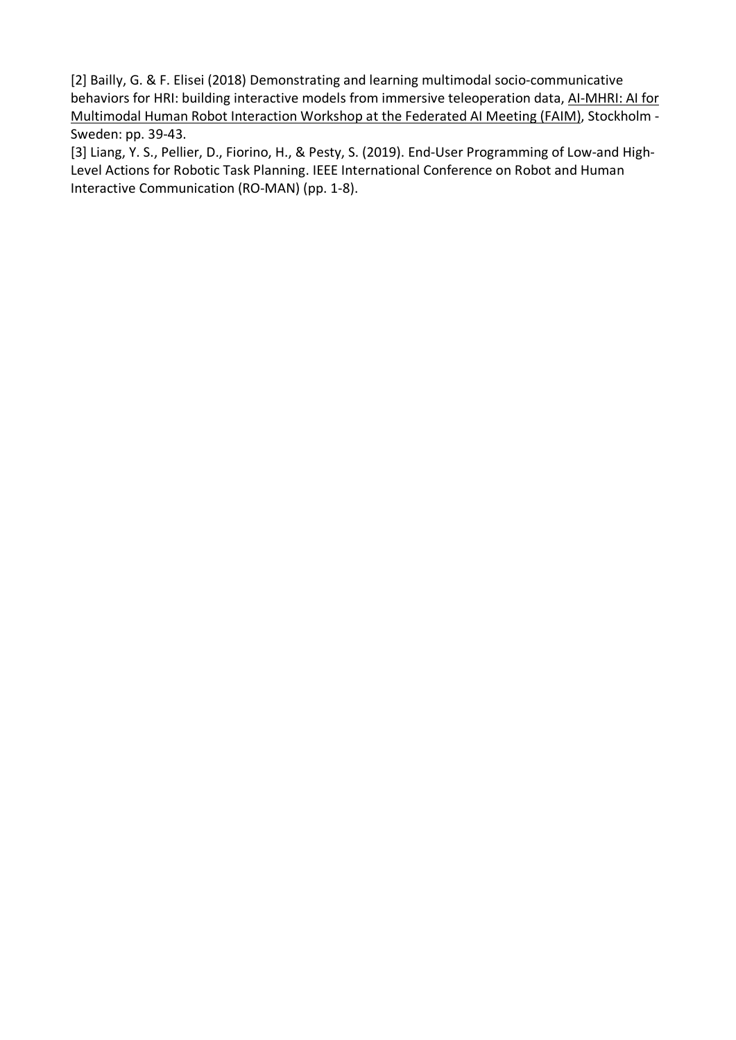[2] Bailly, G. & F. Elisei (2018) Demonstrating and learning multimodal socio-communicative behaviors for HRI: building interactive models from immersive teleoperation data, AI-MHRI: AI for Multimodal Human Robot Interaction Workshop at the Federated AI Meeting (FAIM), Stockholm - Sweden: pp. 39-43.

[3] Liang, Y. S., Pellier, D., Fiorino, H., & Pesty, S. (2019). End-User Programming of Low-and High-Level Actions for Robotic Task Planning. IEEE International Conference on Robot and Human Interactive Communication (RO-MAN) (pp. 1-8).